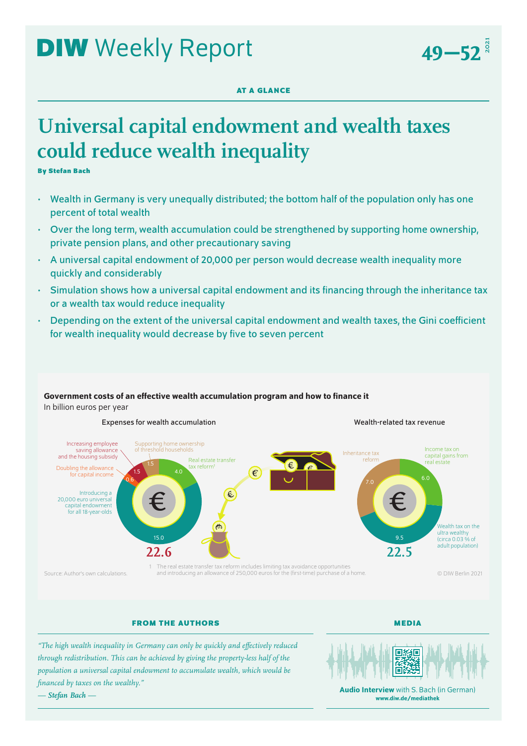# DIW Weekly Report 49—52 2021

**AT A GLANCE**

# Universal capital endowment and wealth taxes could reduce wealth inequality

**By Stefan Bach**

- Wealth in Germany is very unequally distributed; the bottom half of the population only has one percent of total wealth
- Over the long term, wealth accumulation could be strengthened by supporting home ownership, private pension plans, and other precautionary saving
- A universal capital endowment of 20,000 per person would decrease wealth inequality more quickly and considerably
- Simulation shows how a universal capital endowment and its financing through the inheritance tax or a wealth tax would reduce inequality
- Depending on the extent of the universal capital endowment and wealth taxes, the Gini coefficient for wealth inequality would decrease by five to seven percent

**Government costs of an effective wealth accumulation program and how to finance it**
In billion euros per year

Expenses for wealth accumulation

| Item | Billion euros |
| --- | --- |
| Introducing a 20,000 euro universal capital endowment for all 18-year-olds | 15.0 |
| Real estate transfer tax reform[1] | 4.0 |
| Supporting home ownership of threshold households | 1.5 |
| Increasing employee saving allowance and the housing subsidy | 1.5 |
| Doubling the allowance for capital income | 0.6 |
| **Total** | **22.6** |

Wealth-related tax revenue

| Item | Billion euros |
| --- | --- |
| Wealth tax on the ultra wealthy (circa 0.03 % of adult population) | 9.5 |
| Inheritance tax reform | 7.0 |
| Income tax on capital gains from real estate | 6.0 |
| **Total** | **22.5** |

Source: Author's own calculations.

1 The real estate transfer tax reform includes limiting tax avoidance opportunities and introducing an allowance of 250,000 euros for the (first-time) purchase of a home.

© DIW Berlin 2021

**FROM THE AUTHORS**

*"The high wealth inequality in Germany can only be quickly and effectively reduced through redistribution. This can be achieved by giving the property-less half of the population a universal capital endowment to accumulate wealth, which would be financed by taxes on the wealthy."*
*— Stefan Bach —*

**MEDIA**

**Audio Interview** with S. Bach (in German)
**www.diw.de/mediathek**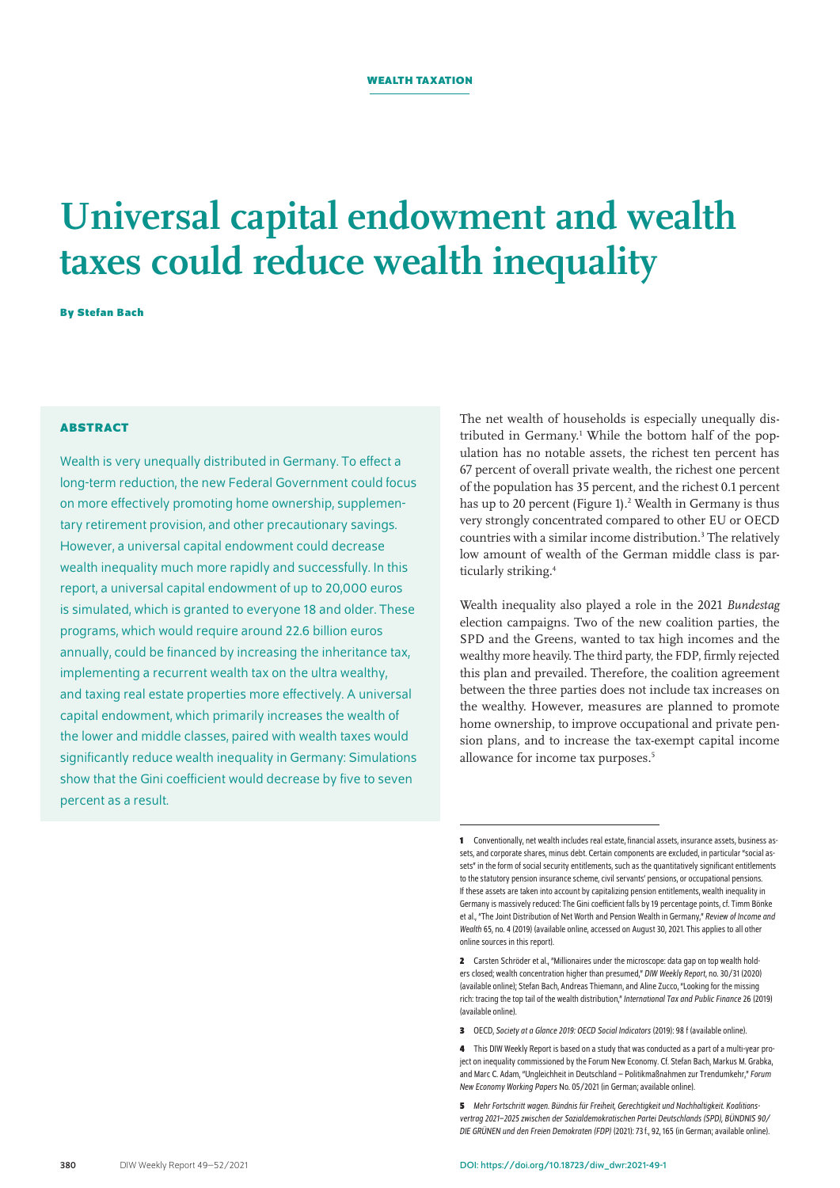WEALTH TAXATION

# Universal capital endowment and wealth taxes could reduce wealth inequality

**By Stefan Bach**

## ABSTRACT

Wealth is very unequally distributed in Germany. To effect a long-term reduction, the new Federal Government could focus on more effectively promoting home ownership, supplementary retirement provision, and other precautionary savings. However, a universal capital endowment could decrease wealth inequality much more rapidly and successfully. In this report, a universal capital endowment of up to 20,000 euros is simulated, which is granted to everyone 18 and older. These programs, which would require around 22.6 billion euros annually, could be financed by increasing the inheritance tax, implementing a recurrent wealth tax on the ultra wealthy, and taxing real estate properties more effectively. A universal capital endowment, which primarily increases the wealth of the lower and middle classes, paired with wealth taxes would significantly reduce wealth inequality in Germany: Simulations show that the Gini coefficient would decrease by five to seven percent as a result.

The net wealth of households is especially unequally distributed in Germany.[1] While the bottom half of the population has no notable assets, the richest ten percent has 67 percent of overall private wealth, the richest one percent of the population has 35 percent, and the richest 0.1 percent has up to 20 percent (Figure 1).[2] Wealth in Germany is thus very strongly concentrated compared to other EU or OECD countries with a similar income distribution.[3] The relatively low amount of wealth of the German middle class is particularly striking.[4]

Wealth inequality also played a role in the 2021 *Bundestag* election campaigns. Two of the new coalition parties, the SPD and the Greens, wanted to tax high incomes and the wealthy more heavily. The third party, the FDP, firmly rejected this plan and prevailed. Therefore, the coalition agreement between the three parties does not include tax increases on the wealthy. However, measures are planned to promote home ownership, to improve occupational and private pension plans, and to increase the tax-exempt capital income allowance for income tax purposes.[5]

---

**1** Conventionally, net wealth includes real estate, financial assets, insurance assets, business assets, and corporate shares, minus debt. Certain components are excluded, in particular "social assets" in the form of social security entitlements, such as the quantitatively significant entitlements to the statutory pension insurance scheme, civil servants' pensions, or occupational pensions. If these assets are taken into account by capitalizing pension entitlements, wealth inequality in Germany is massively reduced: The Gini coefficient falls by 19 percentage points, cf. Timm Bönke et al., "The Joint Distribution of Net Worth and Pension Wealth in Germany," *Review of Income and Wealth* 65, no. 4 (2019) (available online, accessed on August 30, 2021. This applies to all other online sources in this report).

**2** Carsten Schröder et al., "Millionaires under the microscope: data gap on top wealth holders closed; wealth concentration higher than presumed," *DIW Weekly Report*, no. 30/31 (2020) (available online); Stefan Bach, Andreas Thiemann, and Aline Zucco, "Looking for the missing rich: tracing the top tail of the wealth distribution," *International Tax and Public Finance* 26 (2019) (available online).

**3** OECD, *Society at a Glance 2019: OECD Social Indicators* (2019): 98 f (available online).

**4** This DIW Weekly Report is based on a study that was conducted as a part of a multi-year project on inequality commissioned by the Forum New Economy. Cf. Stefan Bach, Markus M. Grabka, and Marc C. Adam, "Ungleichheit in Deutschland – Politikmaßnahmen zur Trendumkehr," *Forum New Economy Working Papers* No. 05/2021 (in German; available online).

**5** *Mehr Fortschritt wagen. Bündnis für Freiheit, Gerechtigkeit und Nachhaltigkeit. Koalitionsvertrag 2021–2025 zwischen der Sozialdemokratischen Partei Deutschlands (SPD), BÜNDNIS 90/DIE GRÜNEN und den Freien Demokraten (FDP)* (2021): 73 f., 92, 165 (in German; available online).

DOI: https://doi.org/10.18723/diw_dwr:2021-49-1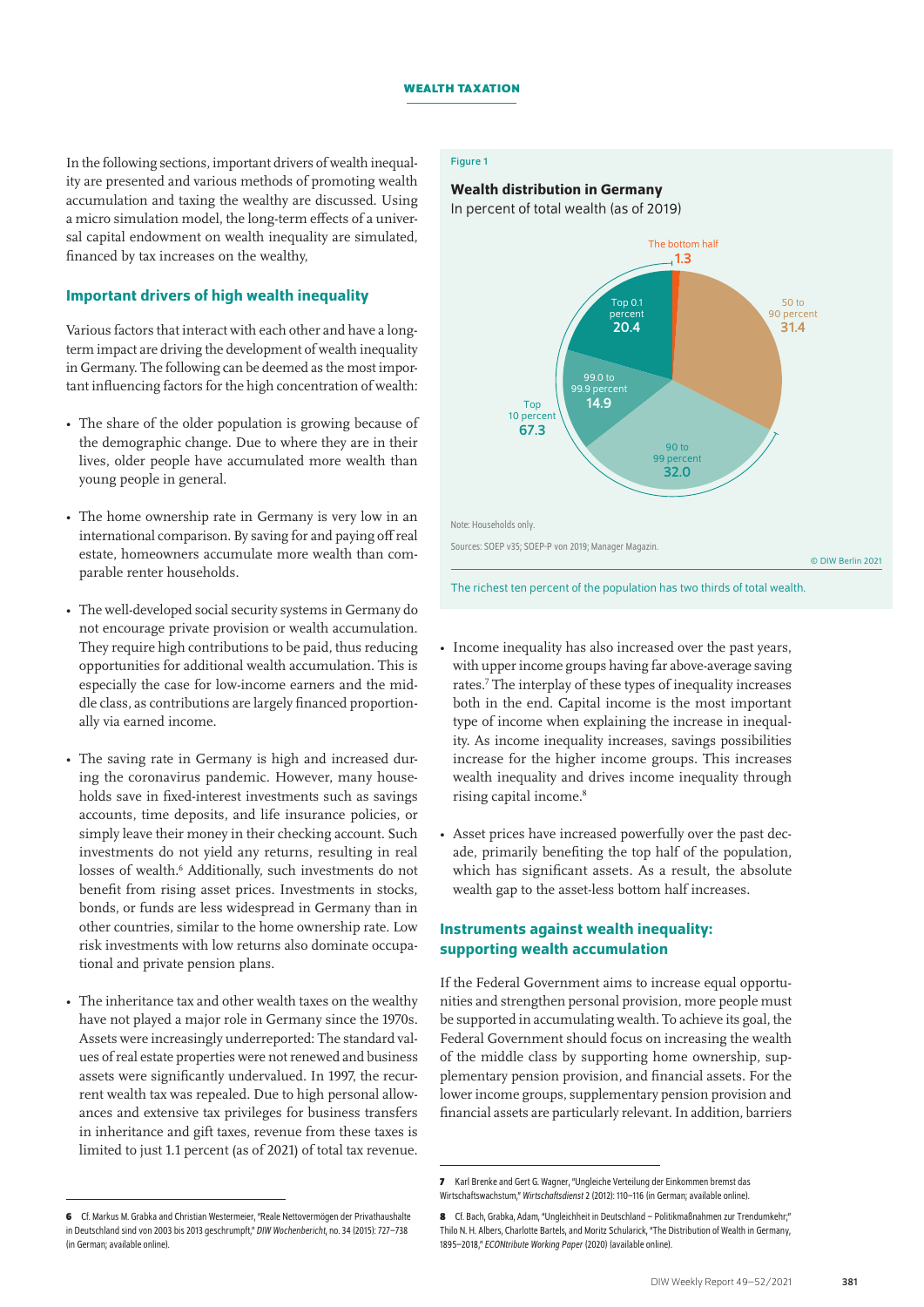In the following sections, important drivers of wealth inequality are presented and various methods of promoting wealth accumulation and taxing the wealthy are discussed. Using a micro simulation model, the long-term effects of a universal capital endowment on wealth inequality are simulated, financed by tax increases on the wealthy,

## Important drivers of high wealth inequality

Various factors that interact with each other and have a long-term impact are driving the development of wealth inequality in Germany. The following can be deemed as the most important influencing factors for the high concentration of wealth:

- The share of the older population is growing because of the demographic change. Due to where they are in their lives, older people have accumulated more wealth than young people in general.
- The home ownership rate in Germany is very low in an international comparison. By saving for and paying off real estate, homeowners accumulate more wealth than comparable renter households.
- The well-developed social security systems in Germany do not encourage private provision or wealth accumulation. They require high contributions to be paid, thus reducing opportunities for additional wealth accumulation. This is especially the case for low-income earners and the middle class, as contributions are largely financed proportionally via earned income.
- The saving rate in Germany is high and increased during the coronavirus pandemic. However, many households save in fixed-interest investments such as savings accounts, time deposits, and life insurance policies, or simply leave their money in their checking account. Such investments do not yield any returns, resulting in real losses of wealth.[6] Additionally, such investments do not benefit from rising asset prices. Investments in stocks, bonds, or funds are less widespread in Germany than in other countries, similar to the home ownership rate. Low risk investments with low returns also dominate occupational and private pension plans.
- The inheritance tax and other wealth taxes on the wealthy have not played a major role in Germany since the 1970s. Assets were increasingly underreported: The standard values of real estate properties were not renewed and business assets were significantly undervalued. In 1997, the recurrent wealth tax was repealed. Due to high personal allowances and extensive tax privileges for business transfers in inheritance and gift taxes, revenue from these taxes is limited to just 1.1 percent (as of 2021) of total tax revenue.

Figure 1

**Wealth distribution in Germany**

In percent of total wealth (as of 2019)

| Group | Percent |
|---|---|
| The bottom half | 1.3 |
| 50 to 90 percent | 31.4 |
| 90 to 99 percent | 32.0 |
| 99.0 to 99.9 percent | 14.9 |
| Top 0.1 percent | 20.4 |
| Top 10 percent | 67.3 |

Note: Households only.

Sources: SOEP v35; SOEP-P von 2019; Manager Magazin.

© DIW Berlin 2021

The richest ten percent of the population has two thirds of total wealth.

- Income inequality has also increased over the past years, with upper income groups having far above-average saving rates.[7] The interplay of these types of inequality increases both in the end. Capital income is the most important type of income when explaining the increase in inequality. As income inequality increases, savings possibilities increase for the higher income groups. This increases wealth inequality and drives income inequality through rising capital income.[8]
- Asset prices have increased powerfully over the past decade, primarily benefiting the top half of the population, which has significant assets. As a result, the absolute wealth gap to the asset-less bottom half increases.

## Instruments against wealth inequality: supporting wealth accumulation

If the Federal Government aims to increase equal opportunities and strengthen personal provision, more people must be supported in accumulating wealth. To achieve its goal, the Federal Government should focus on increasing the wealth of the middle class by supporting home ownership, supplementary pension provision, and financial assets. For the lower income groups, supplementary pension provision and financial assets are particularly relevant. In addition, barriers

---

6 Cf. Markus M. Grabka and Christian Westermeier, "Reale Nettovermögen der Privathaushalte in Deutschland sind von 2003 bis 2013 geschrumpft," *DIW Wochenbericht*, no. 34 (2015): 727–738 (in German; available online).

7 Karl Brenke and Gert G. Wagner, "Ungleiche Verteilung der Einkommen bremst das Wirtschaftswachstum," *Wirtschaftsdienst* 2 (2012): 110–116 (in German; available online).

8 Cf. Bach, Grabka, Adam, "Ungleichheit in Deutschland – Politikmaßnahmen zur Trendumkehr;" Thilo N. H. Albers, Charlotte Bartels, and Moritz Schularick, "The Distribution of Wealth in Germany, 1895–2018," *ECONtribute Working Paper* (2020) (available online).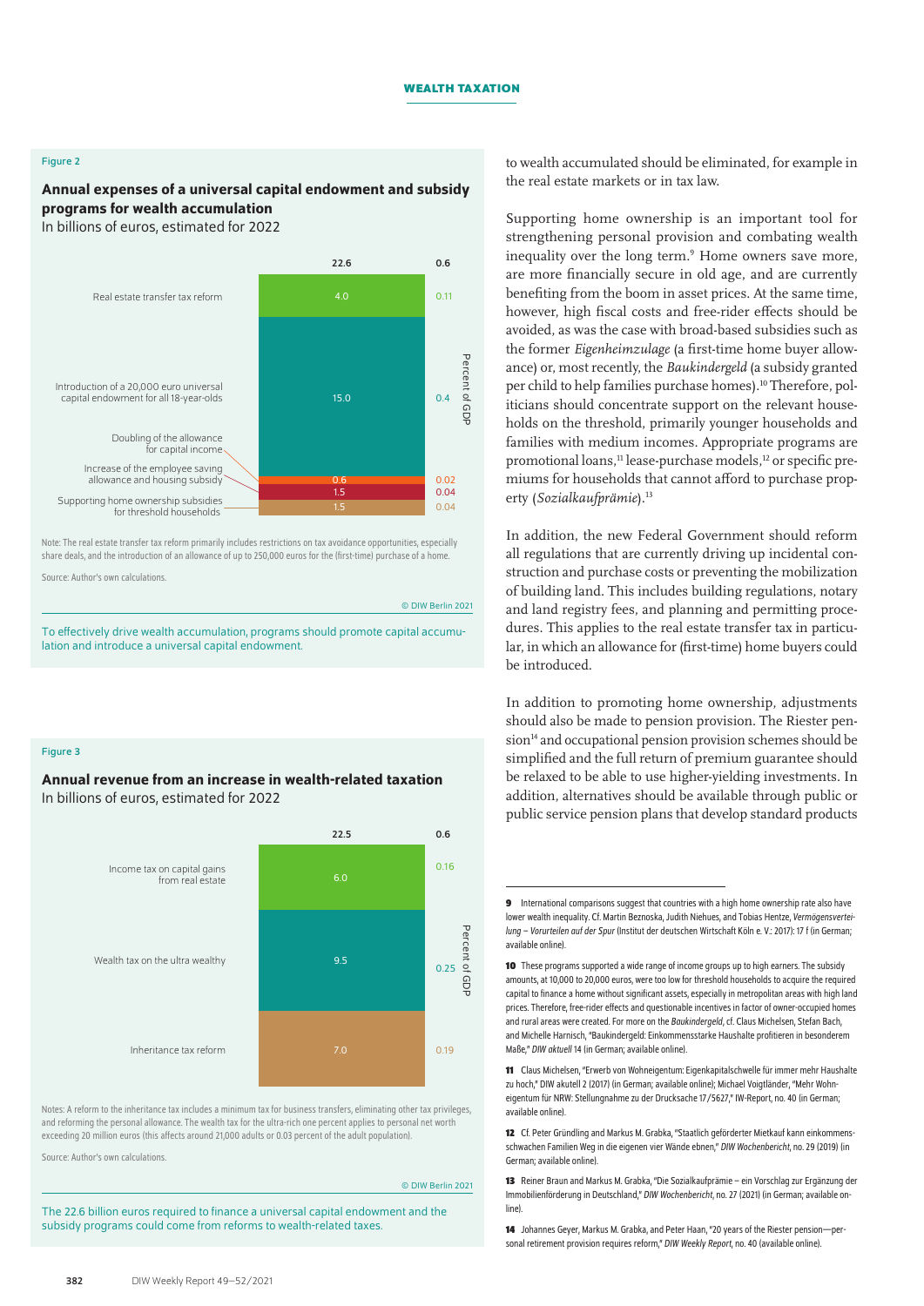Figure 2

**Annual expenses of a universal capital endowment and subsidy programs for wealth accumulation**
In billions of euros, estimated for 2022

| | Billions of euros (total 22.6) | Percent of GDP (total 0.6) |
|---|---|---|
| Real estate transfer tax reform | 4.0 | 0.11 |
| Introduction of a 20,000 euro universal capital endowment for all 18-year-olds | 15.0 | 0.4 |
| Doubling of the allowance for capital income | 0.6 | 0.02 |
| Increase of the employee saving allowance and housing subsidy | 1.5 | 0.04 |
| Supporting home ownership subsidies for threshold households | 1.5 | 0.04 |

Note: The real estate transfer tax reform primarily includes restrictions on tax avoidance opportunities, especially share deals, and the introduction of an allowance of up to 250,000 euros for the (first-time) purchase of a home.

Source: Author's own calculations.

© DIW Berlin 2021

To effectively drive wealth accumulation, programs should promote capital accumulation and introduce a universal capital endowment.

Figure 3

**Annual revenue from an increase in wealth-related taxation**
In billions of euros, estimated for 2022

| | Billions of euros (total 22.5) | Percent of GDP (total 0.6) |
|---|---|---|
| Income tax on capital gains from real estate | 6.0 | 0.16 |
| Wealth tax on the ultra wealthy | 9.5 | 0.25 |
| Inheritance tax reform | 7.0 | 0.19 |

Notes: A reform to the inheritance tax includes a minimum tax for business transfers, eliminating other tax privileges, and reforming the personal allowance. The wealth tax for the ultra-rich one percent applies to personal net worth exceeding 20 million euros (this affects around 21,000 adults or 0.03 percent of the adult population).

Source: Author's own calculations.

© DIW Berlin 2021

The 22.6 billion euros required to finance a universal capital endowment and the subsidy programs could come from reforms to wealth-related taxes.

to wealth accumulated should be eliminated, for example in the real estate markets or in tax law.

Supporting home ownership is an important tool for strengthening personal provision and combating wealth inequality over the long term.[9] Home owners save more, are more financially secure in old age, and are currently benefiting from the boom in asset prices. At the same time, however, high fiscal costs and free-rider effects should be avoided, as was the case with broad-based subsidies such as the former *Eigenheimzulage* (a first-time home buyer allowance) or, most recently, the *Baukindergeld* (a subsidy granted per child to help families purchase homes).[10] Therefore, politicians should concentrate support on the relevant households on the threshold, primarily younger households and families with medium incomes. Appropriate programs are promotional loans,[11] lease-purchase models,[12] or specific premiums for households that cannot afford to purchase property (*Sozialkaufprämie*).[13]

In addition, the new Federal Government should reform all regulations that are currently driving up incidental construction and purchase costs or preventing the mobilization of building land. This includes building regulations, notary and land registry fees, and planning and permitting procedures. This applies to the real estate transfer tax in particular, in which an allowance for (first-time) home buyers could be introduced.

In addition to promoting home ownership, adjustments should also be made to pension provision. The Riester pension[14] and occupational pension provision schemes should be simplified and the full return of premium guarantee should be relaxed to be able to use higher-yielding investments. In addition, alternatives should be available through public or public service pension plans that develop standard products

**9** International comparisons suggest that countries with a high home ownership rate also have lower wealth inequality. Cf. Martin Beznoska, Judith Niehues, and Tobias Hentze, *Vermögensverteilung – Vorurteilen auf der Spur* (Institut der deutschen Wirtschaft Köln e. V.: 2017): 17 f (in German; available online).

**10** These programs supported a wide range of income groups up to high earners. The subsidy amounts, at 10,000 to 20,000 euros, were too low for threshold households to acquire the required capital to finance a home without significant assets, especially in metropolitan areas with high land prices. Therefore, free-rider effects and questionable incentives in favor of owner-occupied homes and rural areas were created. For more on the *Baukindergeld*, cf. Claus Michelsen, Stefan Bach, and Michelle Harnisch, "Baukindergeld: Einkommensstarke Haushalte profitieren in besonderem Maße," *DIW aktuell* 14 (in German; available online).

**11** Claus Michelsen, "Erwerb von Wohneigentum: Eigenkapitalschwelle für immer mehr Haushalte zu hoch," DIW akutell 2 (2017) (in German; available online); Michael Voigtländer, "Mehr Wohneigentum für NRW: Stellungnahme zu der Drucksache 17/5627," IW-Report, no. 40 (in German; available online).

**12** Cf. Peter Gründling and Markus M. Grabka, "Staatlich geförderter Mietkauf kann einkommensschwachen Familien Weg in die eigenen vier Wände ebnen," *DIW Wochenbericht*, no. 29 (2019) (in German; available online).

**13** Reiner Braun and Markus M. Grabka, "Die Sozialkaufprämie – ein Vorschlag zur Ergänzung der Immobilienförderung in Deutschland," *DIW Wochenbericht*, no. 27 (2021) (in German; available online).

**14** Johannes Geyer, Markus M. Grabka, and Peter Haan, "20 years of the Riester pension—personal retirement provision requires reform," *DIW Weekly Report*, no. 40 (available online).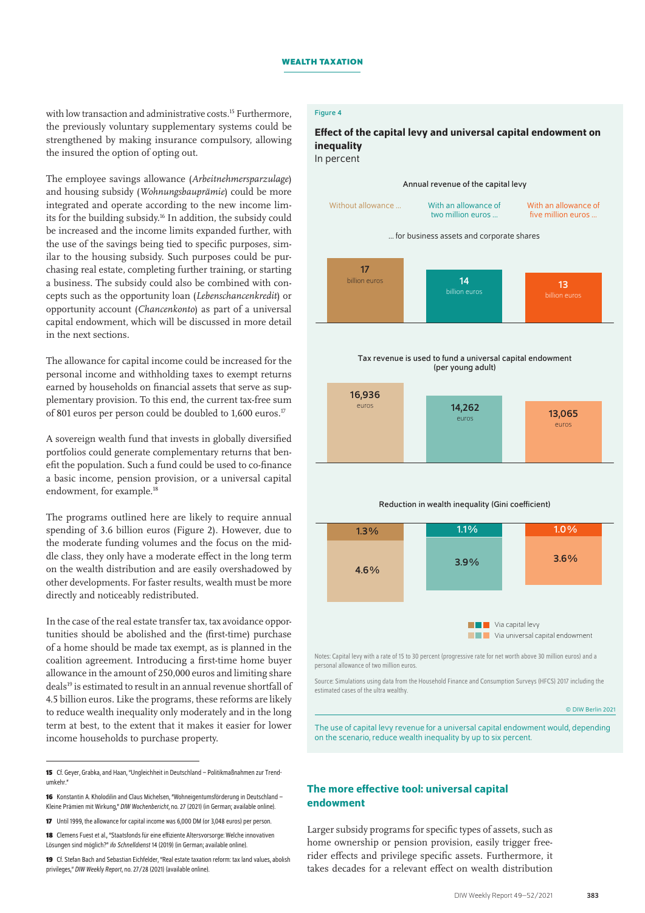with low transaction and administrative costs.[15] Furthermore, the previously voluntary supplementary systems could be strengthened by making insurance compulsory, allowing the insured the option of opting out.

The employee savings allowance (*Arbeitnehmersparzulage*) and housing subsidy (*Wohnungsbauprämie*) could be more integrated and operate according to the new income limits for the building subsidy.[16] In addition, the subsidy could be increased and the income limits expanded further, with the use of the savings being tied to specific purposes, similar to the housing subsidy. Such purposes could be purchasing real estate, completing further training, or starting a business. The subsidy could also be combined with concepts such as the opportunity loan (*Lebenschancenkredit*) or opportunity account (*Chancenkonto*) as part of a universal capital endowment, which will be discussed in more detail in the next sections.

The allowance for capital income could be increased for the personal income and withholding taxes to exempt returns earned by households on financial assets that serve as supplementary provision. To this end, the current tax-free sum of 801 euros per person could be doubled to 1,600 euros.[17]

A sovereign wealth fund that invests in globally diversified portfolios could generate complementary returns that benefit the population. Such a fund could be used to co-finance a basic income, pension provision, or a universal capital endowment, for example.[18]

The programs outlined here are likely to require annual spending of 3.6 billion euros (Figure 2). However, due to the moderate funding volumes and the focus on the middle class, they only have a moderate effect in the long term on the wealth distribution and are easily overshadowed by other developments. For faster results, wealth must be more directly and noticeably redistributed.

In the case of the real estate transfer tax, tax avoidance opportunities should be abolished and the (first-time) purchase of a home should be made tax exempt, as is planned in the coalition agreement. Introducing a first-time home buyer allowance in the amount of 250,000 euros and limiting share deals[19] is estimated to result in an annual revenue shortfall of 4.5 billion euros. Like the programs, these reforms are likely to reduce wealth inequality only moderately and in the long term at best, to the extent that it makes it easier for lower income households to purchase property.

Figure 4

**Effect of the capital levy and universal capital endowment on inequality**
In percent

Annual revenue of the capital levy ... for business assets and corporate shares

| | Without allowance ... | With an allowance of two million euros ... | With an allowance of five million euros ... |
|---|---|---|---|
| Annual revenue of the capital levy | 17 billion euros | 14 billion euros | 13 billion euros |
| Tax revenue is used to fund a universal capital endowment (per young adult) | 16,936 euros | 14,262 euros | 13,065 euros |
| Reduction in wealth inequality (Gini coefficient): via capital levy | 1.3% | 1.1% | 1.0% |
| Reduction in wealth inequality (Gini coefficient): via universal capital endowment | 4.6% | 3.9% | 3.6% |

Notes: Capital levy with a rate of 15 to 30 percent (progressive rate for net worth above 30 million euros) and a personal allowance of two million euros.

Source: Simulations using data from the Household Finance and Consumption Surveys (HFCS) 2017 including the estimated cases of the ultra wealthy.

© DIW Berlin 2021

The use of capital levy revenue for a universal capital endowment would, depending on the scenario, reduce wealth inequality by up to six percent.

## The more effective tool: universal capital endowment

Larger subsidy programs for specific types of assets, such as home ownership or pension provision, easily trigger free-rider effects and privilege specific assets. Furthermore, it takes decades for a relevant effect on wealth distribution

---

[15] Cf. Geyer, Grabka, and Haan, "Ungleichheit in Deutschland – Politikmaßnahmen zur Trendumkehr."

[16] Konstantin A. Kholodilin and Claus Michelsen, "Wohneigentumsförderung in Deutschland – Kleine Prämien mit Wirkung," *DIW Wochenbericht*, no. 27 (2021) (in German; available online).

[17] Until 1999, the allowance for capital income was 6,000 DM (or 3,048 euros) per person.

[18] Clemens Fuest et al., "Staatsfonds für eine effiziente Altersvorsorge: Welche innovativen Lösungen sind möglich?" *ifo Schnelldienst* 14 (2019) (in German; available online).

[19] Cf. Stefan Bach and Sebastian Eichfelder, "Real estate taxation reform: tax land values, abolish privileges," *DIW Weekly Report*, no. 27/28 (2021) (available online).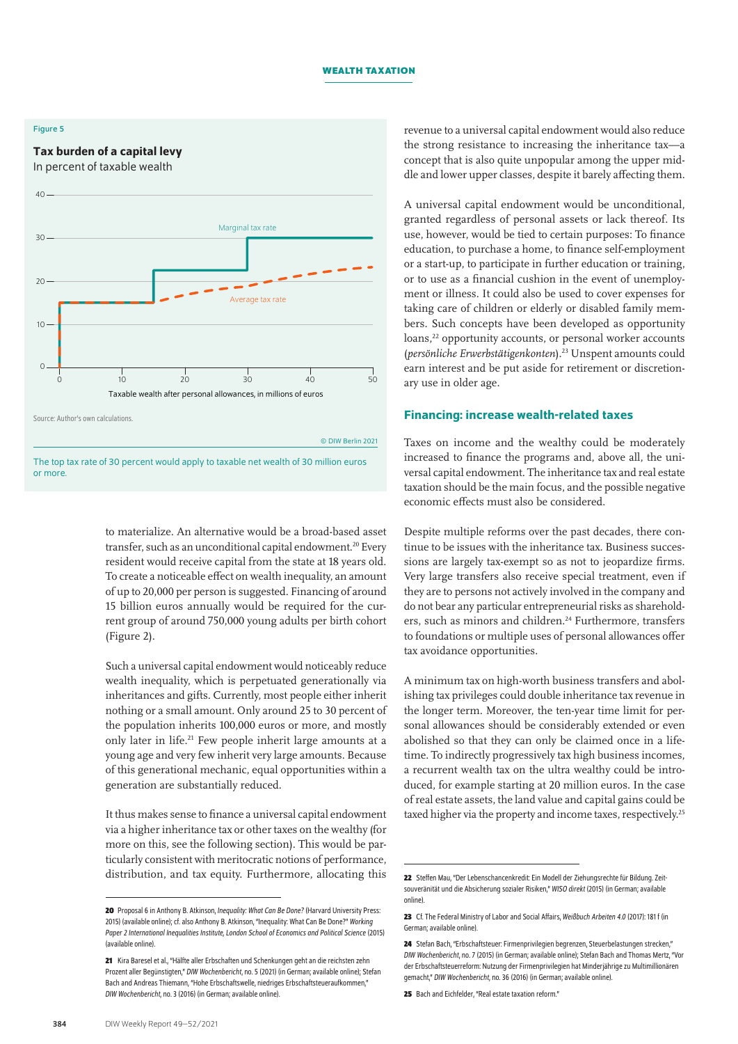Figure 5

**Tax burden of a capital levy**

In percent of taxable wealth

Source: Author's own calculations.

© DIW Berlin 2021

The top tax rate of 30 percent would apply to taxable net wealth of 30 million euros or more.

to materialize. An alternative would be a broad-based asset transfer, such as an unconditional capital endowment.[20] Every resident would receive capital from the state at 18 years old. To create a noticeable effect on wealth inequality, an amount of up to 20,000 per person is suggested. Financing of around 15 billion euros annually would be required for the current group of around 750,000 young adults per birth cohort (Figure 2).

Such a universal capital endowment would noticeably reduce wealth inequality, which is perpetuated generationally via inheritances and gifts. Currently, most people either inherit nothing or a small amount. Only around 25 to 30 percent of the population inherits 100,000 euros or more, and mostly only later in life.[21] Few people inherit large amounts at a young age and very few inherit very large amounts. Because of this generational mechanic, equal opportunities within a generation are substantially reduced.

It thus makes sense to finance a universal capital endowment via a higher inheritance tax or other taxes on the wealthy (for more on this, see the following section). This would be particularly consistent with meritocratic notions of performance, distribution, and tax equity. Furthermore, allocating this revenue to a universal capital endowment would also reduce the strong resistance to increasing the inheritance tax—a concept that is also quite unpopular among the upper middle and lower upper classes, despite it barely affecting them.

A universal capital endowment would be unconditional, granted regardless of personal assets or lack thereof. Its use, however, would be tied to certain purposes: To finance education, to purchase a home, to finance self-employment or a start-up, to participate in further education or training, or to use as a financial cushion in the event of unemployment or illness. It could also be used to cover expenses for taking care of children or elderly or disabled family members. Such concepts have been developed as opportunity loans,[22] opportunity accounts, or personal worker accounts (*persönliche Erwerbstätigenkonten*).[23] Unspent amounts could earn interest and be put aside for retirement or discretionary use in older age.

## Financing: increase wealth-related taxes

Taxes on income and the wealthy could be moderately increased to finance the programs and, above all, the universal capital endowment. The inheritance tax and real estate taxation should be the main focus, and the possible negative economic effects must also be considered.

Despite multiple reforms over the past decades, there continue to be issues with the inheritance tax. Business successions are largely tax-exempt so as not to jeopardize firms. Very large transfers also receive special treatment, even if they are to persons not actively involved in the company and do not bear any particular entrepreneurial risks as shareholders, such as minors and children.[24] Furthermore, transfers to foundations or multiple uses of personal allowances offer tax avoidance opportunities.

A minimum tax on high-worth business transfers and abolishing tax privileges could double inheritance tax revenue in the longer term. Moreover, the ten-year time limit for personal allowances should be considerably extended or even abolished so that they can only be claimed once in a lifetime. To indirectly progressively tax high business incomes, a recurrent wealth tax on the ultra wealthy could be introduced, for example starting at 20 million euros. In the case of real estate assets, the land value and capital gains could be taxed higher via the property and income taxes, respectively.[25]

---

20 Proposal 6 in Anthony B. Atkinson, *Inequality: What Can Be Done?* (Harvard University Press: 2015) (available online); cf. also Anthony B. Atkinson, "Inequality: What Can Be Done?" *Working Paper 2 International Inequalities Institute, London School of Economics and Political Science* (2015) (available online).

21 Kira Baresel et al., "Hälfte aller Erbschaften und Schenkungen geht an die reichsten zehn Prozent aller Begünstigten," *DIW Wochenbericht*, no. 5 (2021) (in German; available online); Stefan Bach and Andreas Thiemann, "Hohe Erbschaftswelle, niedriges Erbschaftsteueraufkommen," *DIW Wochenbericht*, no. 3 (2016) (in German; available online).

22 Steffen Mau, "Der Lebenschancenkredit: Ein Modell der Ziehungsrechte für Bildung. Zeitsouveränität und die Absicherung sozialer Risiken," *WISO direkt* (2015) (in German; available online).

23 Cf. The Federal Ministry of Labor and Social Affairs, *Weißbuch Arbeiten 4.0* (2017): 181 f (in German; available online).

24 Stefan Bach, "Erbschaftsteuer: Firmenprivilegien begrenzen, Steuerbelastungen strecken," *DIW Wochenbericht*, no. 7 (2015) (in German; available online); Stefan Bach and Thomas Mertz, "Vor der Erbschaftsteuerreform: Nutzung der Firmenprivilegien hat Minderjährige zu Multimillionären gemacht," *DIW Wochenbericht*, no. 36 (2016) (in German; available online).

25 Bach and Eichfelder, "Real estate taxation reform."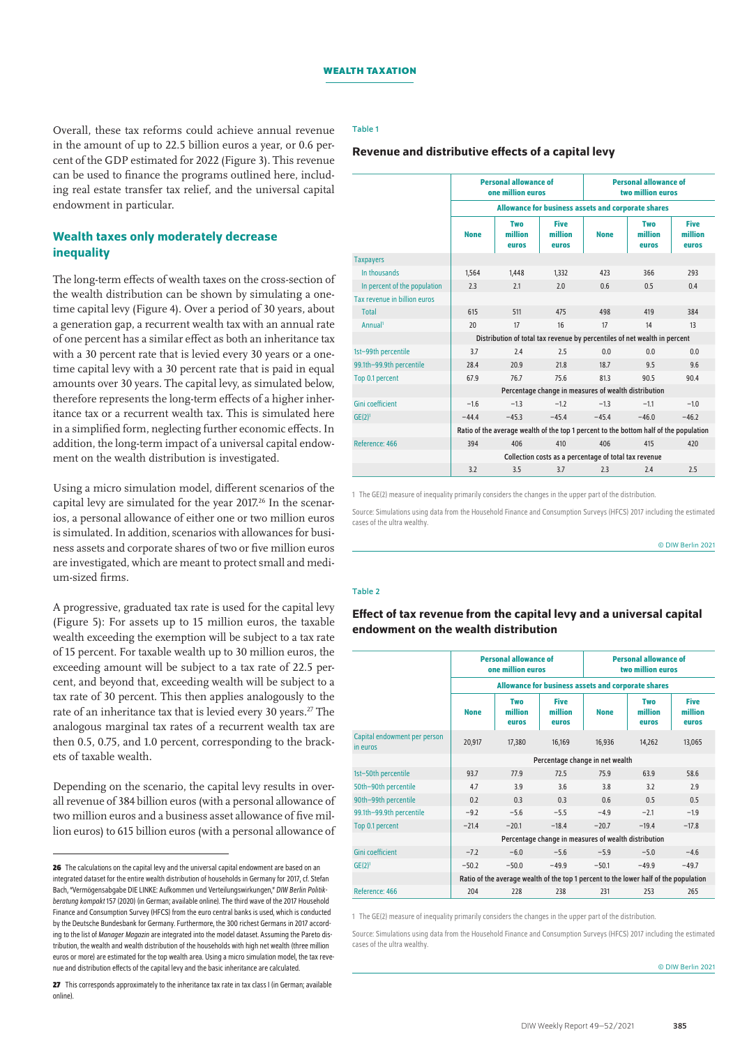Overall, these tax reforms could achieve annual revenue in the amount of up to 22.5 billion euros a year, or 0.6 percent of the GDP estimated for 2022 (Figure 3). This revenue can be used to finance the programs outlined here, including real estate transfer tax relief, and the universal capital endowment in particular.

## Wealth taxes only moderately decrease inequality

The long-term effects of wealth taxes on the cross-section of the wealth distribution can be shown by simulating a one-time capital levy (Figure 4). Over a period of 30 years, about a generation gap, a recurrent wealth tax with an annual rate of one percent has a similar effect as both an inheritance tax with a 30 percent rate that is levied every 30 years or a one-time capital levy with a 30 percent rate that is paid in equal amounts over 30 years. The capital levy, as simulated below, therefore represents the long-term effects of a higher inheritance tax or a recurrent wealth tax. This is simulated here in a simplified form, neglecting further economic effects. In addition, the long-term impact of a universal capital endowment on the wealth distribution is investigated.

Using a micro simulation model, different scenarios of the capital levy are simulated for the year 2017.[26] In the scenarios, a personal allowance of either one or two million euros is simulated. In addition, scenarios with allowances for business assets and corporate shares of two or five million euros are investigated, which are meant to protect small and medium-sized firms.

A progressive, graduated tax rate is used for the capital levy (Figure 5): For assets up to 15 million euros, the taxable wealth exceeding the exemption will be subject to a tax rate of 15 percent. For taxable wealth up to 30 million euros, the exceeding amount will be subject to a tax rate of 22.5 percent, and beyond that, exceeding wealth will be subject to a tax rate of 30 percent. This then applies analogously to the rate of an inheritance tax that is levied every 30 years.[27] The analogous marginal tax rates of a recurrent wealth tax are then 0.5, 0.75, and 1.0 percent, corresponding to the brackets of taxable wealth.

Depending on the scenario, the capital levy results in overall revenue of 384 billion euros (with a personal allowance of two million euros and a business asset allowance of five million euros) to 615 billion euros (with a personal allowance of

Table 1

### Revenue and distributive effects of a capital levy

| | Personal allowance of one million euros | | | Personal allowance of two million euros | | |
|---|---|---|---|---|---|---|
| | Allowance for business assets and corporate shares | | | | | |
| | None | Two million euros | Five million euros | None | Two million euros | Five million euros |
| Taxpayers | | | | | | |
| In thousands | 1,564 | 1,448 | 1,332 | 423 | 366 | 293 |
| In percent of the population | 2.3 | 2.1 | 2.0 | 0.6 | 0.5 | 0.4 |
| Tax revenue in billion euros | | | | | | |
| Total | 615 | 511 | 475 | 498 | 419 | 384 |
| Annual[1] | 20 | 17 | 16 | 17 | 14 | 13 |
| | Distribution of total tax revenue by percentiles of net wealth in percent | | | | | |
| 1st–99th percentile | 3.7 | 2.4 | 2.5 | 0.0 | 0.0 | 0.0 |
| 99.1th–99.9th percentile | 28.4 | 20.9 | 21.8 | 18.7 | 9.5 | 9.6 |
| Top 0.1 percent | 67.9 | 76.7 | 75.6 | 81.3 | 90.5 | 90.4 |
| | Percentage change in measures of wealth distribution | | | | | |
| Gini coefficient | −1.6 | −1.3 | −1.2 | −1.3 | −1.1 | −1.0 |
| GE(2)[1] | −44.4 | −45.3 | −45.4 | −45.4 | −46.0 | −46.2 |
| | Ratio of the average wealth of the top 1 percent to the bottom half of the population | | | | | |
| Reference: 466 | 394 | 406 | 410 | 406 | 415 | 420 |
| | Collection costs as a percentage of total tax revenue | | | | | |
| | 3.2 | 3.5 | 3.7 | 2.3 | 2.4 | 2.5 |

1 The GE(2) measure of inequality primarily considers the changes in the upper part of the distribution.

Source: Simulations using data from the Household Finance and Consumption Surveys (HFCS) 2017 including the estimated cases of the ultra wealthy.

© DIW Berlin 2021

Table 2

### Effect of tax revenue from the capital levy and a universal capital endowment on the wealth distribution

| | Personal allowance of one million euros | | | Personal allowance of two million euros | | |
|---|---|---|---|---|---|---|
| | Allowance for business assets and corporate shares | | | | | |
| | None | Two million euros | Five million euros | None | Two million euros | Five million euros |
| Capital endowment per person in euros | 20,917 | 17,380 | 16,169 | 16,936 | 14,262 | 13,065 |
| | Percentage change in net wealth | | | | | |
| 1st–50th percentile | 93.7 | 77.9 | 72.5 | 75.9 | 63.9 | 58.6 |
| 50th–90th percentile | 4.7 | 3.9 | 3.6 | 3.8 | 3.2 | 2.9 |
| 90th–99th percentile | 0.2 | 0.3 | 0.3 | 0.6 | 0.5 | 0.5 |
| 99.1th–99.9th percentile | −9.2 | −5.6 | −5.5 | −4.9 | −2.1 | −1.9 |
| Top 0.1 percent | −21.4 | −20.1 | −18.4 | −20.7 | −19.4 | −17.8 |
| | Percentage change in measures of wealth distribution | | | | | |
| Gini coefficient | −7.2 | −6.0 | −5.6 | −5.9 | −5.0 | −4.6 |
| GE(2)[1] | −50.2 | −50.0 | −49.9 | −50.1 | −49.9 | −49.7 |
| | Ratio of the average wealth of the top 1 percent to the lower half of the population | | | | | |
| Reference: 466 | 204 | 228 | 238 | 231 | 253 | 265 |

1 The GE(2) measure of inequality primarily considers the changes in the upper part of the distribution.

Source: Simulations using data from the Household Finance and Consumption Surveys (HFCS) 2017 including the estimated cases of the ultra wealthy.

© DIW Berlin 2021

---

26 The calculations on the capital levy and the universal capital endowment are based on an integrated dataset for the entire wealth distribution of households in Germany for 2017, cf. Stefan Bach, "Vermögensabgabe DIE LINKE: Aufkommen und Verteilungswirkungen," *DIW Berlin Politikberatung kompakt* 157 (2020) (in German; available online). The third wave of the 2017 Household Finance and Consumption Survey (HFCS) from the euro central banks is used, which is conducted by the Deutsche Bundesbank for Germany. Furthermore, the 300 richest Germans in 2017 according to the list of *Manager Magazin* are integrated into the model dataset. Assuming the Pareto distribution, the wealth and wealth distribution of the households with high net wealth (three million euros or more) are estimated for the top wealth area. Using a micro simulation model, the tax revenue and distribution effects of the capital levy and the basic inheritance are calculated.

27 This corresponds approximately to the inheritance tax rate in tax class I (in German; available online).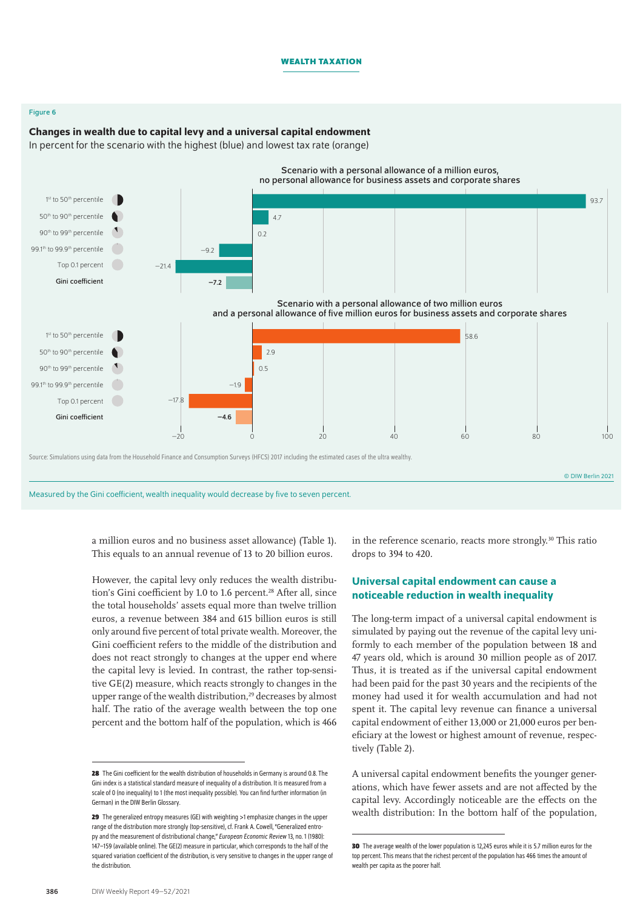Figure 6

**Changes in wealth due to capital levy and a universal capital endowment**

In percent for the scenario with the highest (blue) and lowest tax rate (orange)

Scenario with a personal allowance of a million euros, no personal allowance for business assets and corporate shares

| | |
|---|---|
| 1st to 50th percentile | 93.7 |
| 50th to 90th percentile | 4.7 |
| 90th to 99th percentile | 0.2 |
| 99.1th to 99.9th percentile | −9.2 |
| Top 0.1 percent | −21.4 |
| Gini coefficient | −7.2 |

Scenario with a personal allowance of two million euros and a personal allowance of five million euros for business assets and corporate shares

| | |
|---|---|
| 1st to 50th percentile | 58.6 |
| 50th to 90th percentile | 2.9 |
| 90th to 99th percentile | 0.5 |
| 99.1th to 99.9th percentile | −1.9 |
| Top 0.1 percent | −17.8 |
| Gini coefficient | −4.6 |

Source: Simulations using data from the Household Finance and Consumption Surveys (HFCS) 2017 including the estimated cases of the ultra wealthy.

© DIW Berlin 2021

Measured by the Gini coefficient, wealth inequality would decrease by five to seven percent.

a million euros and no business asset allowance) (Table 1). This equals to an annual revenue of 13 to 20 billion euros.

However, the capital levy only reduces the wealth distribution's Gini coefficient by 1.0 to 1.6 percent.[28] After all, since the total households' assets equal more than twelve trillion euros, a revenue between 384 and 615 billion euros is still only around five percent of total private wealth. Moreover, the Gini coefficient refers to the middle of the distribution and does not react strongly to changes at the upper end where the capital levy is levied. In contrast, the rather top-sensitive GE(2) measure, which reacts strongly to changes in the upper range of the wealth distribution,[29] decreases by almost half. The ratio of the average wealth between the top one percent and the bottom half of the population, which is 466 in the reference scenario, reacts more strongly.[30] This ratio drops to 394 to 420.

## Universal capital endowment can cause a noticeable reduction in wealth inequality

The long-term impact of a universal capital endowment is simulated by paying out the revenue of the capital levy uniformly to each member of the population between 18 and 47 years old, which is around 30 million people as of 2017. Thus, it is treated as if the universal capital endowment had been paid for the past 30 years and the recipients of the money had used it for wealth accumulation and had not spent it. The capital levy revenue can finance a universal capital endowment of either 13,000 or 21,000 euros per beneficiary at the lowest or highest amount of revenue, respectively (Table 2).

A universal capital endowment benefits the younger generations, which have fewer assets and are not affected by the capital levy. Accordingly noticeable are the effects on the wealth distribution: In the bottom half of the population,

---

**28** The Gini coefficient for the wealth distribution of households in Germany is around 0.8. The Gini index is a statistical standard measure of inequality of a distribution. It is measured from a scale of 0 (no inequality) to 1 (the most inequality possible). You can find further information (in German) in the DIW Berlin Glossary.

**29** The generalized entropy measures (GE) with weighting >1 emphasize changes in the upper range of the distribution more strongly (top-sensitive), cf. Frank A. Cowell, "Generalized entropy and the measurement of distributional change," *European Economic Review* 13, no. 1 (1980): 147–159 (available online). The GE(2) measure in particular, which corresponds to the half of the squared variation coefficient of the distribution, is very sensitive to changes in the upper range of the distribution.

**30** The average wealth of the lower population is 12,245 euros while it is 5.7 million euros for the top percent. This means that the richest percent of the population has 466 times the amount of wealth per capita as the poorer half.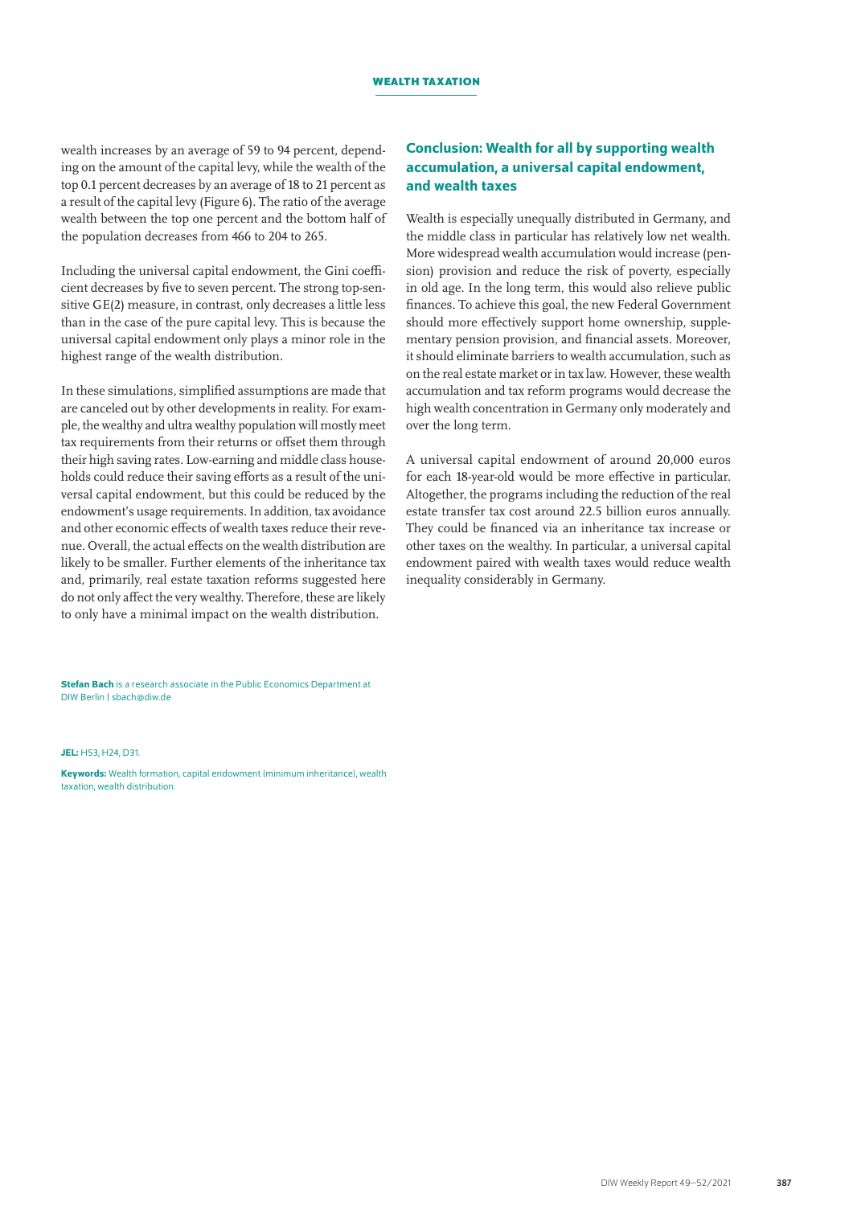wealth increases by an average of 59 to 94 percent, depending on the amount of the capital levy, while the wealth of the top 0.1 percent decreases by an average of 18 to 21 percent as a result of the capital levy (Figure 6). The ratio of the average wealth between the top one percent and the bottom half of the population decreases from 466 to 204 to 265.

Including the universal capital endowment, the Gini coefficient decreases by five to seven percent. The strong top-sensitive GE(2) measure, in contrast, only decreases a little less than in the case of the pure capital levy. This is because the universal capital endowment only plays a minor role in the highest range of the wealth distribution.

In these simulations, simplified assumptions are made that are canceled out by other developments in reality. For example, the wealthy and ultra wealthy population will mostly meet tax requirements from their returns or offset them through their high saving rates. Low-earning and middle class households could reduce their saving efforts as a result of the universal capital endowment, but this could be reduced by the endowment's usage requirements. In addition, tax avoidance and other economic effects of wealth taxes reduce their revenue. Overall, the actual effects on the wealth distribution are likely to be smaller. Further elements of the inheritance tax and, primarily, real estate taxation reforms suggested here do not only affect the very wealthy. Therefore, these are likely to only have a minimal impact on the wealth distribution.

## Conclusion: Wealth for all by supporting wealth accumulation, a universal capital endowment, and wealth taxes

Wealth is especially unequally distributed in Germany, and the middle class in particular has relatively low net wealth. More widespread wealth accumulation would increase (pension) provision and reduce the risk of poverty, especially in old age. In the long term, this would also relieve public finances. To achieve this goal, the new Federal Government should more effectively support home ownership, supplementary pension provision, and financial assets. Moreover, it should eliminate barriers to wealth accumulation, such as on the real estate market or in tax law. However, these wealth accumulation and tax reform programs would decrease the high wealth concentration in Germany only moderately and over the long term.

A universal capital endowment of around 20,000 euros for each 18-year-old would be more effective in particular. Altogether, the programs including the reduction of the real estate transfer tax cost around 22.5 billion euros annually. They could be financed via an inheritance tax increase or other taxes on the wealthy. In particular, a universal capital endowment paired with wealth taxes would reduce wealth inequality considerably in Germany.

**Stefan Bach** is a research associate in the Public Economics Department at DIW Berlin | sbach@diw.de

**JEL:** H53, H24, D31.

**Keywords:** Wealth formation, capital endowment (minimum inheritance), wealth taxation, wealth distribution.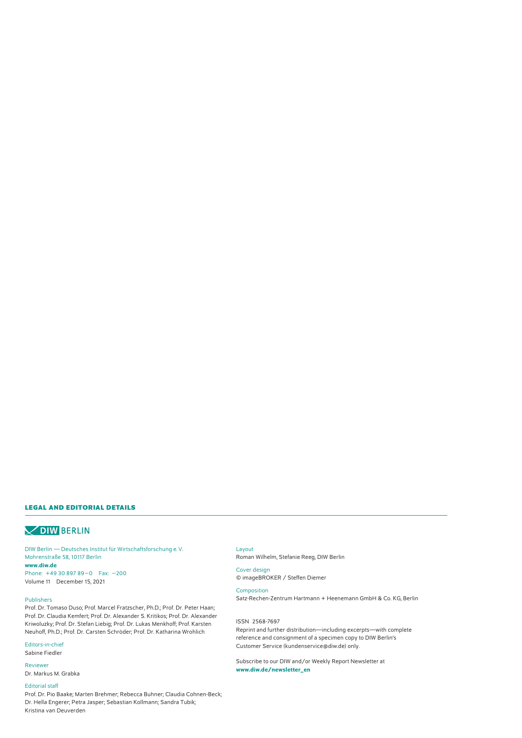## LEGAL AND EDITORIAL DETAILS

DIW BERLIN

DIW Berlin — Deutsches Institut für Wirtschaftsforschung e. V.
Mohrenstraße 58, 10117 Berlin
**www.diw.de**
Phone: +49 30 897 89 – 0 Fax: – 200
Volume 11 December 15, 2021

Publishers
Prof. Dr. Tomaso Duso; Prof. Marcel Fratzscher, Ph.D.; Prof. Dr. Peter Haan; Prof. Dr. Claudia Kemfert; Prof. Dr. Alexander S. Kritikos; Prof. Dr. Alexander Kriwoluzky; Prof. Dr. Stefan Liebig; Prof. Dr. Lukas Menkhoff; Prof. Karsten Neuhoff, Ph.D.; Prof. Dr. Carsten Schröder; Prof. Dr. Katharina Wrohlich

Editors-in-chief
Sabine Fiedler

Reviewer
Dr. Markus M. Grabka

Editorial staff
Prof. Dr. Pio Baake; Marten Brehmer; Rebecca Buhner; Claudia Cohnen-Beck; Dr. Hella Engerer; Petra Jasper; Sebastian Kollmann; Sandra Tubik; Kristina van Deuverden

Layout
Roman Wilhelm, Stefanie Reeg, DIW Berlin

Cover design
© imageBROKER / Steffen Diemer

Composition
Satz-Rechen-Zentrum Hartmann + Heenemann GmbH & Co. KG, Berlin

ISSN 2568-7697
Reprint and further distribution—including excerpts—with complete reference and consignment of a specimen copy to DIW Berlin's Customer Service (kundenservice@diw.de) only.

Subscribe to our DIW and/or Weekly Report Newsletter at
**www.diw.de/newsletter_en**